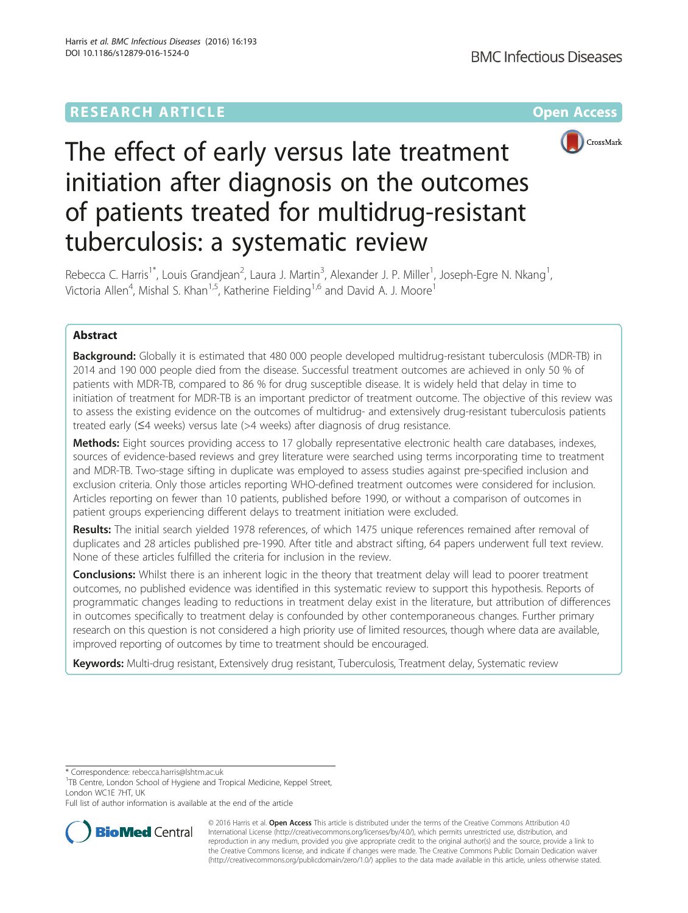RESEARCH ARTICLE

Open Access

# The effect of early versus late treatment initiation after diagnosis on the outcomes of patients treated for multidrug-resistant tuberculosis: a systematic review

Rebecca C. Harris[1*], Louis Grandjean[2], Laura J. Martin[3], Alexander J. P. Miller[1], Joseph-Egre N. Nkang[1], Victoria Allen[4], Mishal S. Khan[1,5], Katherine Fielding[1,6] and David A. J. Moore[1]

## Abstract

**Background:** Globally it is estimated that 480 000 people developed multidrug-resistant tuberculosis (MDR-TB) in 2014 and 190 000 people died from the disease. Successful treatment outcomes are achieved in only 50 % of patients with MDR-TB, compared to 86 % for drug susceptible disease. It is widely held that delay in time to initiation of treatment for MDR-TB is an important predictor of treatment outcome. The objective of this review was to assess the existing evidence on the outcomes of multidrug- and extensively drug-resistant tuberculosis patients treated early (≤4 weeks) versus late (>4 weeks) after diagnosis of drug resistance.

**Methods:** Eight sources providing access to 17 globally representative electronic health care databases, indexes, sources of evidence-based reviews and grey literature were searched using terms incorporating time to treatment and MDR-TB. Two-stage sifting in duplicate was employed to assess studies against pre-specified inclusion and exclusion criteria. Only those articles reporting WHO-defined treatment outcomes were considered for inclusion. Articles reporting on fewer than 10 patients, published before 1990, or without a comparison of outcomes in patient groups experiencing different delays to treatment initiation were excluded.

**Results:** The initial search yielded 1978 references, of which 1475 unique references remained after removal of duplicates and 28 articles published pre-1990. After title and abstract sifting, 64 papers underwent full text review. None of these articles fulfilled the criteria for inclusion in the review.

**Conclusions:** Whilst there is an inherent logic in the theory that treatment delay will lead to poorer treatment outcomes, no published evidence was identified in this systematic review to support this hypothesis. Reports of programmatic changes leading to reductions in treatment delay exist in the literature, but attribution of differences in outcomes specifically to treatment delay is confounded by other contemporaneous changes. Further primary research on this question is not considered a high priority use of limited resources, though where data are available, improved reporting of outcomes by time to treatment should be encouraged.

**Keywords:** Multi-drug resistant, Extensively drug resistant, Tuberculosis, Treatment delay, Systematic review

* Correspondence: rebecca.harris@lshtm.ac.uk
[1]TB Centre, London School of Hygiene and Tropical Medicine, Keppel Street, London WC1E 7HT, UK
Full list of author information is available at the end of the article

© 2016 Harris et al. **Open Access** This article is distributed under the terms of the Creative Commons Attribution 4.0 International License (http://creativecommons.org/licenses/by/4.0/), which permits unrestricted use, distribution, and reproduction in any medium, provided you give appropriate credit to the original author(s) and the source, provide a link to the Creative Commons license, and indicate if changes were made. The Creative Commons Public Domain Dedication waiver (http://creativecommons.org/publicdomain/zero/1.0/) applies to the data made available in this article, unless otherwise stated.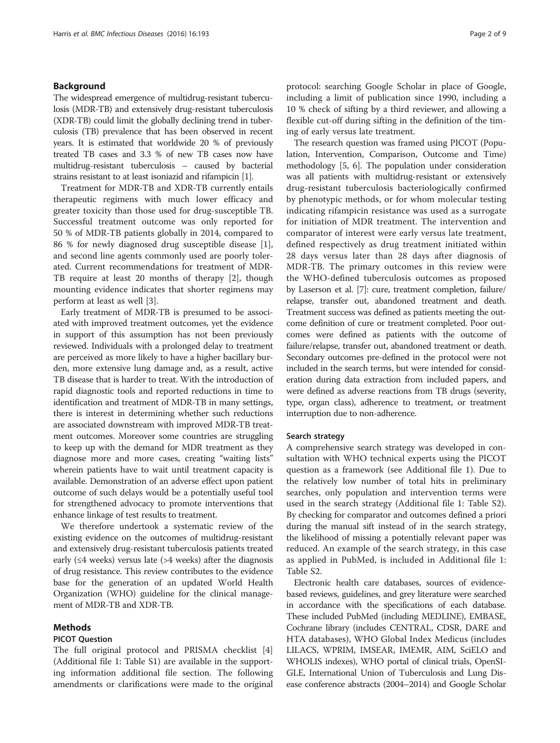## Background

The widespread emergence of multidrug-resistant tuberculosis (MDR-TB) and extensively drug-resistant tuberculosis (XDR-TB) could limit the globally declining trend in tuberculosis (TB) prevalence that has been observed in recent years. It is estimated that worldwide 20 % of previously treated TB cases and 3.3 % of new TB cases now have multidrug-resistant tuberculosis – caused by bacterial strains resistant to at least isoniazid and rifampicin [1].

Treatment for MDR-TB and XDR-TB currently entails therapeutic regimens with much lower efficacy and greater toxicity than those used for drug-susceptible TB. Successful treatment outcome was only reported for 50 % of MDR-TB patients globally in 2014, compared to 86 % for newly diagnosed drug susceptible disease [1], and second line agents commonly used are poorly tolerated. Current recommendations for treatment of MDR-TB require at least 20 months of therapy [2], though mounting evidence indicates that shorter regimens may perform at least as well [3].

Early treatment of MDR-TB is presumed to be associated with improved treatment outcomes, yet the evidence in support of this assumption has not been previously reviewed. Individuals with a prolonged delay to treatment are perceived as more likely to have a higher bacillary burden, more extensive lung damage and, as a result, active TB disease that is harder to treat. With the introduction of rapid diagnostic tools and reported reductions in time to identification and treatment of MDR-TB in many settings, there is interest in determining whether such reductions are associated downstream with improved MDR-TB treatment outcomes. Moreover some countries are struggling to keep up with the demand for MDR treatment as they diagnose more and more cases, creating "waiting lists" wherein patients have to wait until treatment capacity is available. Demonstration of an adverse effect upon patient outcome of such delays would be a potentially useful tool for strengthened advocacy to promote interventions that enhance linkage of test results to treatment.

We therefore undertook a systematic review of the existing evidence on the outcomes of multidrug-resistant and extensively drug-resistant tuberculosis patients treated early (≤4 weeks) versus late (>4 weeks) after the diagnosis of drug resistance. This review contributes to the evidence base for the generation of an updated World Health Organization (WHO) guideline for the clinical management of MDR-TB and XDR-TB.

## Methods

### PICOT Question

The full original protocol and PRISMA checklist [4] (Additional file 1: Table S1) are available in the supporting information additional file section. The following amendments or clarifications were made to the original protocol: searching Google Scholar in place of Google, including a limit of publication since 1990, including a 10 % check of sifting by a third reviewer, and allowing a flexible cut-off during sifting in the definition of the timing of early versus late treatment.

The research question was framed using PICOT (Population, Intervention, Comparison, Outcome and Time) methodology [5, 6]. The population under consideration was all patients with multidrug-resistant or extensively drug-resistant tuberculosis bacteriologically confirmed by phenotypic methods, or for whom molecular testing indicating rifampicin resistance was used as a surrogate for initiation of MDR treatment. The intervention and comparator of interest were early versus late treatment, defined respectively as drug treatment initiated within 28 days versus later than 28 days after diagnosis of MDR-TB. The primary outcomes in this review were the WHO-defined tuberculosis outcomes as proposed by Laserson et al. [7]: cure, treatment completion, failure/relapse, transfer out, abandoned treatment and death. Treatment success was defined as patients meeting the outcome definition of cure or treatment completed. Poor outcomes were defined as patients with the outcome of failure/relapse, transfer out, abandoned treatment or death. Secondary outcomes pre-defined in the protocol were not included in the search terms, but were intended for consideration during data extraction from included papers, and were defined as adverse reactions from TB drugs (severity, type, organ class), adherence to treatment, or treatment interruption due to non-adherence.

### Search strategy

A comprehensive search strategy was developed in consultation with WHO technical experts using the PICOT question as a framework (see Additional file 1). Due to the relatively low number of total hits in preliminary searches, only population and intervention terms were used in the search strategy (Additional file 1: Table S2). By checking for comparator and outcomes defined a priori during the manual sift instead of in the search strategy, the likelihood of missing a potentially relevant paper was reduced. An example of the search strategy, in this case as applied in PubMed, is included in Additional file 1: Table S2.

Electronic health care databases, sources of evidence-based reviews, guidelines, and grey literature were searched in accordance with the specifications of each database. These included PubMed (including MEDLINE), EMBASE, Cochrane library (includes CENTRAL, CDSR, DARE and HTA databases), WHO Global Index Medicus (includes LILACS, WPRIM, IMSEAR, IMEMR, AIM, SciELO and WHOLIS indexes), WHO portal of clinical trials, OpenSIGLE, International Union of Tuberculosis and Lung Disease conference abstracts (2004–2014) and Google Scholar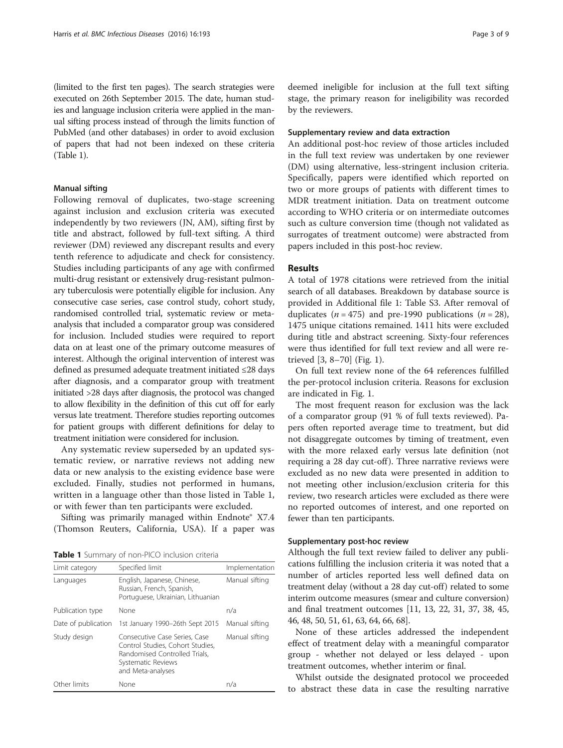(limited to the first ten pages). The search strategies were executed on 26th September 2015. The date, human studies and language inclusion criteria were applied in the manual sifting process instead of through the limits function of PubMed (and other databases) in order to avoid exclusion of papers that had not been indexed on these criteria (Table 1).

### Manual sifting

Following removal of duplicates, two-stage screening against inclusion and exclusion criteria was executed independently by two reviewers (JN, AM), sifting first by title and abstract, followed by full-text sifting. A third reviewer (DM) reviewed any discrepant results and every tenth reference to adjudicate and check for consistency. Studies including participants of any age with confirmed multi-drug resistant or extensively drug-resistant pulmonary tuberculosis were potentially eligible for inclusion. Any consecutive case series, case control study, cohort study, randomised controlled trial, systematic review or meta-analysis that included a comparator group was considered for inclusion. Included studies were required to report data on at least one of the primary outcome measures of interest. Although the original intervention of interest was defined as presumed adequate treatment initiated ≤28 days after diagnosis, and a comparator group with treatment initiated >28 days after diagnosis, the protocol was changed to allow flexibility in the definition of this cut off for early versus late treatment. Therefore studies reporting outcomes for patient groups with different definitions for delay to treatment initiation were considered for inclusion.

Any systematic review superseded by an updated systematic review, or narrative reviews not adding new data or new analysis to the existing evidence base were excluded. Finally, studies not performed in humans, written in a language other than those listed in Table 1, or with fewer than ten participants were excluded.

Sifting was primarily managed within Endnote® X7.4 (Thomson Reuters, California, USA). If a paper was deemed ineligible for inclusion at the full text sifting stage, the primary reason for ineligibility was recorded by the reviewers.

**Table 1** Summary of non-PICO inclusion criteria

| Limit category | Specified limit | Implementation |
|---|---|---|
| Languages | English, Japanese, Chinese, Russian, French, Spanish, Portuguese, Ukrainian, Lithuanian | Manual sifting |
| Publication type | None | n/a |
| Date of publication | 1st January 1990–26th Sept 2015 | Manual sifting |
| Study design | Consecutive Case Series, Case Control Studies, Cohort Studies, Randomised Controlled Trials, Systematic Reviews and Meta-analyses | Manual sifting |
| Other limits | None | n/a |

### Supplementary review and data extraction

An additional post-hoc review of those articles included in the full text review was undertaken by one reviewer (DM) using alternative, less-stringent inclusion criteria. Specifically, papers were identified which reported on two or more groups of patients with different times to MDR treatment initiation. Data on treatment outcome according to WHO criteria or on intermediate outcomes such as culture conversion time (though not validated as surrogates of treatment outcome) were abstracted from papers included in this post-hoc review.

## Results

A total of 1978 citations were retrieved from the initial search of all databases. Breakdown by database source is provided in Additional file 1: Table S3. After removal of duplicates ($n = 475$) and pre-1990 publications ($n = 28$), 1475 unique citations remained. 1411 hits were excluded during title and abstract screening. Sixty-four references were thus identified for full text review and all were retrieved [3, 8–70] (Fig. 1).

On full text review none of the 64 references fulfilled the per-protocol inclusion criteria. Reasons for exclusion are indicated in Fig. 1.

The most frequent reason for exclusion was the lack of a comparator group (91 % of full texts reviewed). Papers often reported average time to treatment, but did not disaggregate outcomes by timing of treatment, even with the more relaxed early versus late definition (not requiring a 28 day cut-off). Three narrative reviews were excluded as no new data were presented in addition to not meeting other inclusion/exclusion criteria for this review, two research articles were excluded as there were no reported outcomes of interest, and one reported on fewer than ten participants.

### Supplementary post-hoc review

Although the full text review failed to deliver any publications fulfilling the inclusion criteria it was noted that a number of articles reported less well defined data on treatment delay (without a 28 day cut-off) related to some interim outcome measures (smear and culture conversion) and final treatment outcomes [11, 13, 22, 31, 37, 38, 45, 46, 48, 50, 51, 61, 63, 64, 66, 68].

None of these articles addressed the independent effect of treatment delay with a meaningful comparator group - whether not delayed or less delayed - upon treatment outcomes, whether interim or final.

Whilst outside the designated protocol we proceeded to abstract these data in case the resulting narrative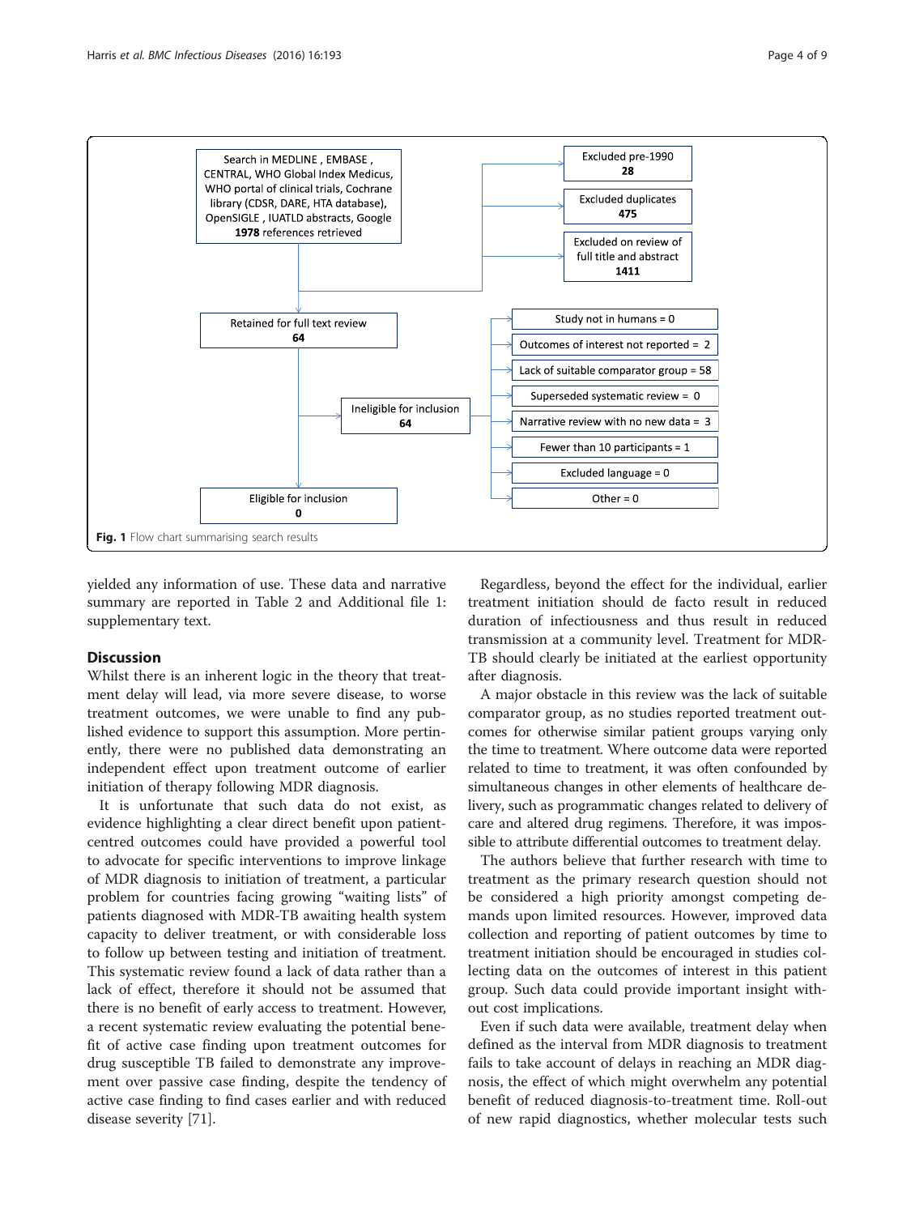Search in MEDLINE , EMBASE , CENTRAL, WHO Global Index Medicus, WHO portal of clinical trials, Cochrane library (CDSR, DARE, HTA database), OpenSIGLE , IUATLD abstracts, Google **1978** references retrieved

- Excluded pre-1990 **28**
- Excluded duplicates **475**
- Excluded on review of full title and abstract **1411**

Retained for full text review **64**

Ineligible for inclusion **64**

- Study not in humans = 0
- Outcomes of interest not reported = 2
- Lack of suitable comparator group = 58
- Superseded systematic review = 0
- Narrative review with no new data = 3
- Fewer than 10 participants = 1
- Excluded language = 0
- Other = 0

Eligible for inclusion **0**

**Fig. 1** Flow chart summarising search results

yielded any information of use. These data and narrative summary are reported in Table 2 and Additional file 1: supplementary text.

## Discussion

Whilst there is an inherent logic in the theory that treatment delay will lead, via more severe disease, to worse treatment outcomes, we were unable to find any published evidence to support this assumption. More pertinently, there were no published data demonstrating an independent effect upon treatment outcome of earlier initiation of therapy following MDR diagnosis.

It is unfortunate that such data do not exist, as evidence highlighting a clear direct benefit upon patient-centred outcomes could have provided a powerful tool to advocate for specific interventions to improve linkage of MDR diagnosis to initiation of treatment, a particular problem for countries facing growing "waiting lists" of patients diagnosed with MDR-TB awaiting health system capacity to deliver treatment, or with considerable loss to follow up between testing and initiation of treatment. This systematic review found a lack of data rather than a lack of effect, therefore it should not be assumed that there is no benefit of early access to treatment. However, a recent systematic review evaluating the potential benefit of active case finding upon treatment outcomes for drug susceptible TB failed to demonstrate any improvement over passive case finding, despite the tendency of active case finding to find cases earlier and with reduced disease severity [71].

Regardless, beyond the effect for the individual, earlier treatment initiation should de facto result in reduced duration of infectiousness and thus result in reduced transmission at a community level. Treatment for MDR-TB should clearly be initiated at the earliest opportunity after diagnosis.

A major obstacle in this review was the lack of suitable comparator group, as no studies reported treatment outcomes for otherwise similar patient groups varying only the time to treatment. Where outcome data were reported related to time to treatment, it was often confounded by simultaneous changes in other elements of healthcare delivery, such as programmatic changes related to delivery of care and altered drug regimens. Therefore, it was impossible to attribute differential outcomes to treatment delay.

The authors believe that further research with time to treatment as the primary research question should not be considered a high priority amongst competing demands upon limited resources. However, improved data collection and reporting of patient outcomes by time to treatment initiation should be encouraged in studies collecting data on the outcomes of interest in this patient group. Such data could provide important insight without cost implications.

Even if such data were available, treatment delay when defined as the interval from MDR diagnosis to treatment fails to take account of delays in reaching an MDR diagnosis, the effect of which might overwhelm any potential benefit of reduced diagnosis-to-treatment time. Roll-out of new rapid diagnostics, whether molecular tests such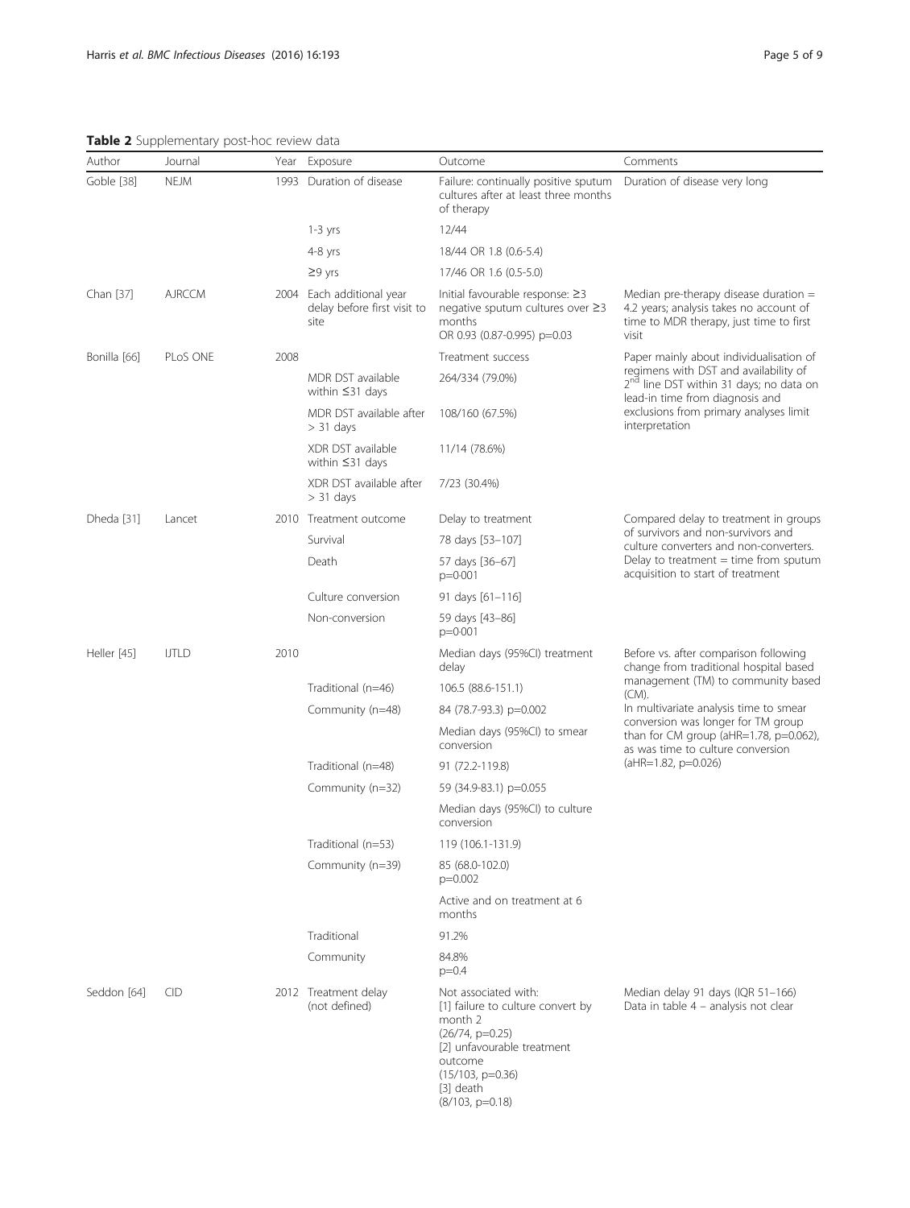**Table 2** Supplementary post-hoc review data

| Author | Journal | Year | Exposure | Outcome | Comments |
|---|---|---|---|---|---|
| Goble [38] | NEJM | 1993 | Duration of disease | Failure: continually positive sputum cultures after at least three months of therapy | Duration of disease very long |
| | | | 1-3 yrs | 12/44 | |
| | | | 4-8 yrs | 18/44 OR 1.8 (0.6-5.4) | |
| | | | ≥9 yrs | 17/46 OR 1.6 (0.5-5.0) | |
| Chan [37] | AJRCCM | 2004 | Each additional year delay before first visit to site | Initial favourable response: ≥3 negative sputum cultures over ≥3 months OR 0.93 (0.87-0.995) p=0.03 | Median pre-therapy disease duration = 4.2 years; analysis takes no account of time to MDR therapy, just time to first visit |
| Bonilla [66] | PLoS ONE | 2008 | | Treatment success | Paper mainly about individualisation of regimens with DST and availability of 2nd line DST within 31 days; no data on lead-in time from diagnosis and exclusions from primary analyses limit interpretation |
| | | | MDR DST available within ≤31 days | 264/334 (79.0%) | |
| | | | MDR DST available after > 31 days | 108/160 (67.5%) | |
| | | | XDR DST available within ≤31 days | 11/14 (78.6%) | |
| | | | XDR DST available after > 31 days | 7/23 (30.4%) | |
| Dheda [31] | Lancet | 2010 | Treatment outcome | Delay to treatment | Compared delay to treatment in groups of survivors and non-survivors and culture converters and non-converters. Delay to treatment = time from sputum acquisition to start of treatment |
| | | | Survival | 78 days [53–107] | |
| | | | Death | 57 days [36–67] p=0·001 | |
| | | | Culture conversion | 91 days [61–116] | |
| | | | Non-conversion | 59 days [43–86] p=0·001 | |
| Heller [45] | IJTLD | 2010 | | Median days (95%CI) treatment delay | Before vs. after comparison following change from traditional hospital based management (TM) to community based (CM). In multivariate analysis time to smear conversion was longer for TM group than for CM group (aHR=1.78, p=0.062), as was time to culture conversion (aHR=1.82, p=0.026) |
| | | | Traditional (n=46) | 106.5 (88.6-151.1) | |
| | | | Community (n=48) | 84 (78.7-93.3) p=0.002 | |
| | | | | Median days (95%CI) to smear conversion | |
| | | | Traditional (n=48) | 91 (72.2-119.8) | |
| | | | Community (n=32) | 59 (34.9-83.1) p=0.055 | |
| | | | | Median days (95%CI) to culture conversion | |
| | | | Traditional (n=53) | 119 (106.1-131.9) | |
| | | | Community (n=39) | 85 (68.0-102.0) p=0.002 | |
| | | | | Active and on treatment at 6 months | |
| | | | Traditional | 91.2% | |
| | | | Community | 84.8% p=0.4 | |
| Seddon [64] | CID | 2012 | Treatment delay (not defined) | Not associated with: [1] failure to culture convert by month 2 (26/74, p=0.25) [2] unfavourable treatment outcome (15/103, p=0.36) [3] death (8/103, p=0.18) | Median delay 91 days (IQR 51–166) Data in table 4 – analysis not clear |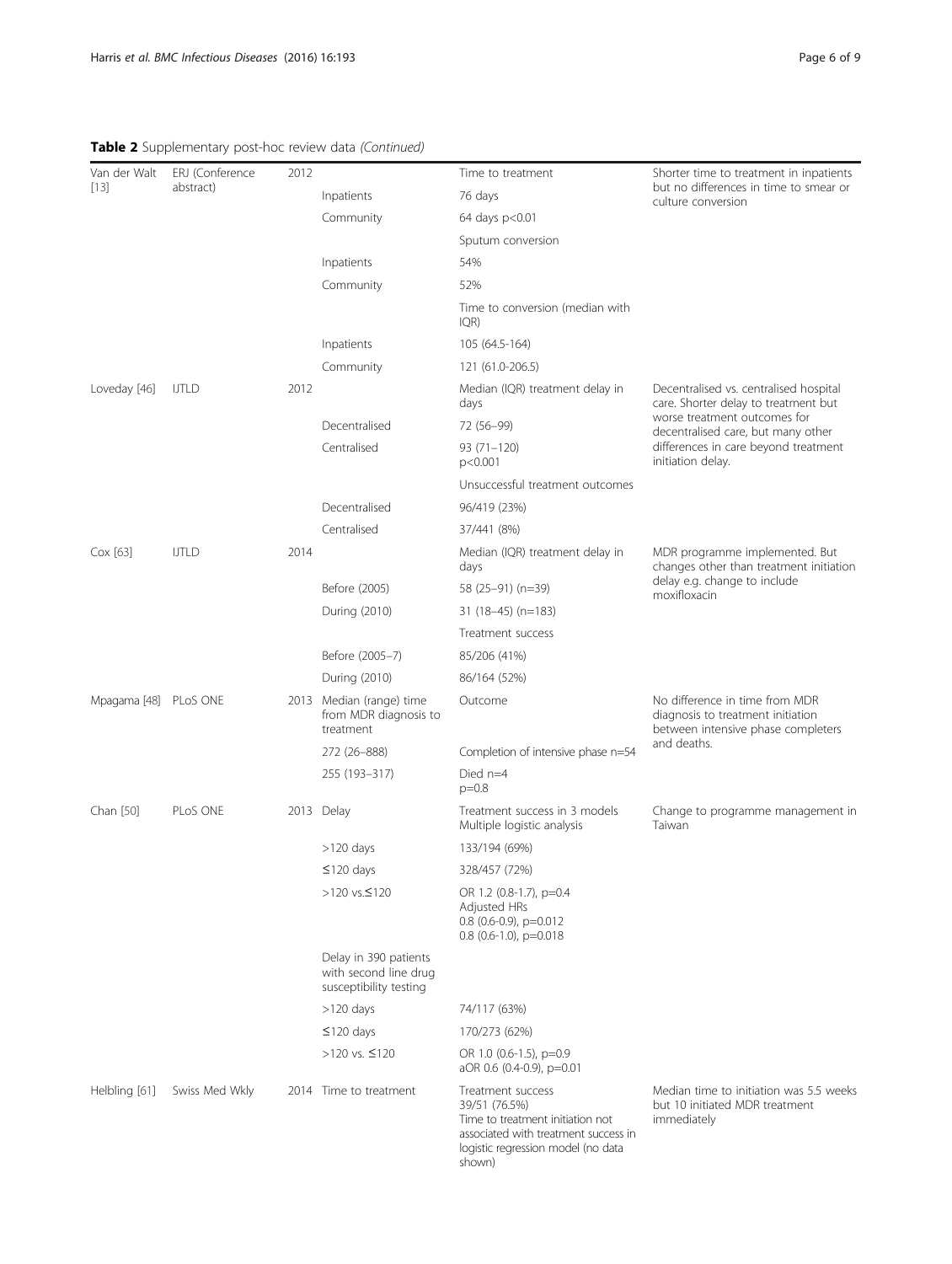**Table 2** Supplementary post-hoc review data *(Continued)*

| | | | | | |
|---|---|---|---|---|---|
| Van der Walt [13] | ERJ (Conference abstract) | 2012 | | Time to treatment | Shorter time to treatment in inpatients but no differences in time to smear or culture conversion |
| | | | Inpatients | 76 days | |
| | | | Community | 64 days p<0.01 | |
| | | | | Sputum conversion | |
| | | | Inpatients | 54% | |
| | | | Community | 52% | |
| | | | | Time to conversion (median with IQR) | |
| | | | Inpatients | 105 (64.5-164) | |
| | | | Community | 121 (61.0-206.5) | |
| Loveday [46] | IJTLD | 2012 | | Median (IQR) treatment delay in days | Decentralised vs. centralised hospital care. Shorter delay to treatment but worse treatment outcomes for decentralised care, but many other differences in care beyond treatment initiation delay. |
| | | | Decentralised | 72 (56–99) | |
| | | | Centralised | 93 (71–120) p<0.001 | |
| | | | | Unsuccessful treatment outcomes | |
| | | | Decentralised | 96/419 (23%) | |
| | | | Centralised | 37/441 (8%) | |
| Cox [63] | IJTLD | 2014 | | Median (IQR) treatment delay in days | MDR programme implemented. But changes other than treatment initiation delay e.g. change to include moxifloxacin |
| | | | Before (2005) | 58 (25–91) (n=39) | |
| | | | During (2010) | 31 (18–45) (n=183) | |
| | | | | Treatment success | |
| | | | Before (2005–7) | 85/206 (41%) | |
| | | | During (2010) | 86/164 (52%) | |
| Mpagama [48] | PLoS ONE | 2013 | Median (range) time from MDR diagnosis to treatment | Outcome | No difference in time from MDR diagnosis to treatment initiation between intensive phase completers and deaths. |
| | | | 272 (26–888) | Completion of intensive phase n=54 | |
| | | | 255 (193–317) | Died n=4 p=0.8 | |
| Chan [50] | PLoS ONE | 2013 | Delay | Treatment success in 3 models Multiple logistic analysis | Change to programme management in Taiwan |
| | | | >120 days | 133/194 (69%) | |
| | | | ≤120 days | 328/457 (72%) | |
| | | | >120 vs.≤120 | OR 1.2 (0.8-1.7), p=0.4 Adjusted HRs 0.8 (0.6-0.9), p=0.012 0.8 (0.6-1.0), p=0.018 | |
| | | | Delay in 390 patients with second line drug susceptibility testing | | |
| | | | >120 days | 74/117 (63%) | |
| | | | ≤120 days | 170/273 (62%) | |
| | | | >120 vs. ≤120 | OR 1.0 (0.6-1.5), p=0.9 aOR 0.6 (0.4-0.9), p=0.01 | |
| Helbling [61] | Swiss Med Wkly | 2014 | Time to treatment | Treatment success 39/51 (76.5%) Time to treatment initiation not associated with treatment success in logistic regression model (no data shown) | Median time to initiation was 5.5 weeks but 10 initiated MDR treatment immediately |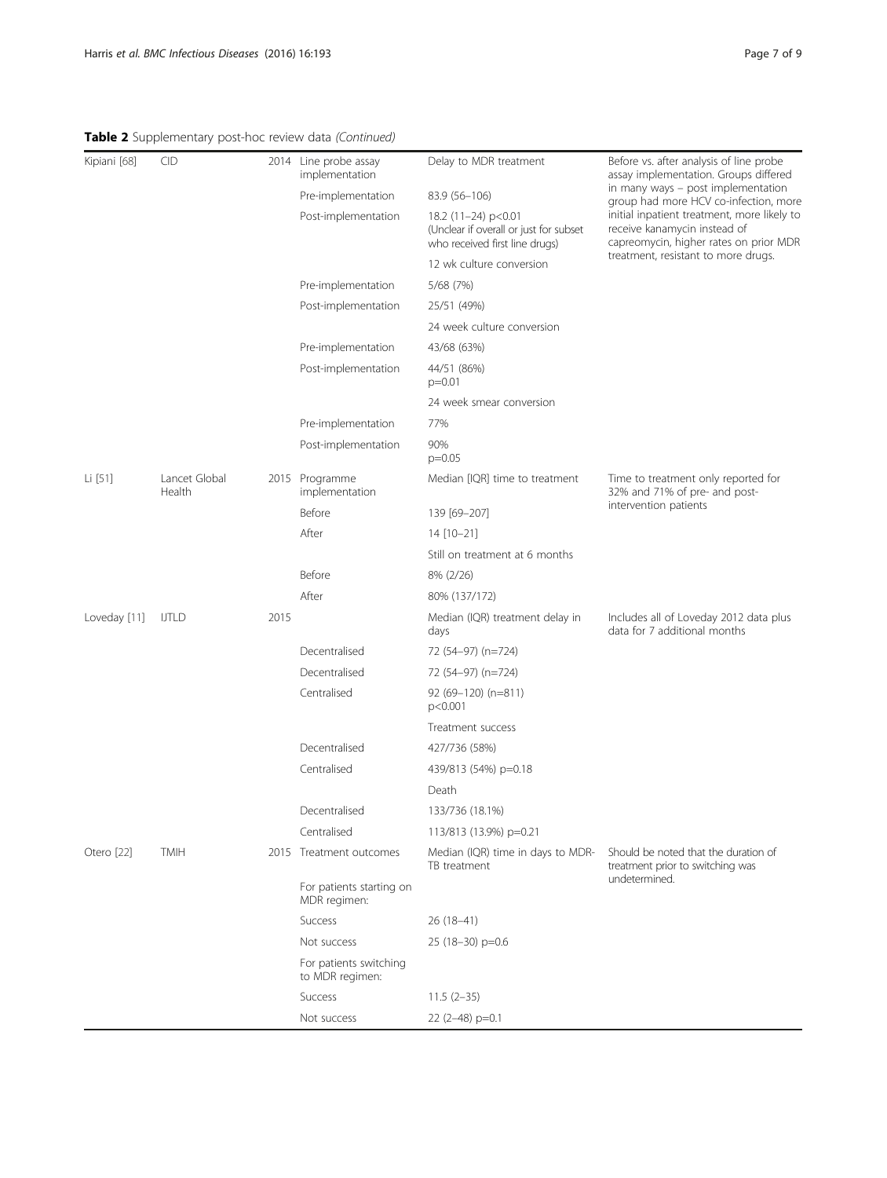**Table 2** Supplementary post-hoc review data *(Continued)*

| | | | | | |
|---|---|---|---|---|---|
| Kipiani [68] | CID | 2014 | Line probe assay implementation | Delay to MDR treatment | Before vs. after analysis of line probe assay implementation. Groups differed in many ways – post implementation group had more HCV co-infection, more initial inpatient treatment, more likely to receive kanamycin instead of capreomycin, higher rates on prior MDR treatment, resistant to more drugs. |
| | | | Pre-implementation | 83.9 (56–106) | |
| | | | Post-implementation | 18.2 (11–24) $p<0.01$ (Unclear if overall or just for subset who received first line drugs) | |
| | | | | 12 wk culture conversion | |
| | | | Pre-implementation | 5/68 (7%) | |
| | | | Post-implementation | 25/51 (49%) | |
| | | | | 24 week culture conversion | |
| | | | Pre-implementation | 43/68 (63%) | |
| | | | Post-implementation | 44/51 (86%) $p=0.01$ | |
| | | | | 24 week smear conversion | |
| | | | Pre-implementation | 77% | |
| | | | Post-implementation | 90% $p=0.05$ | |
| Li [51] | Lancet Global Health | 2015 | Programme implementation | Median [IQR] time to treatment | Time to treatment only reported for 32% and 71% of pre- and post-intervention patients |
| | | | Before | 139 [69–207] | |
| | | | After | 14 [10–21] | |
| | | | | Still on treatment at 6 months | |
| | | | Before | 8% (2/26) | |
| | | | After | 80% (137/172) | |
| Loveday [11] | IJTLD | 2015 | | Median (IQR) treatment delay in days | Includes all of Loveday 2012 data plus data for 7 additional months |
| | | | Decentralised | 72 (54–97) (n=724) | |
| | | | Decentralised | 72 (54–97) (n=724) | |
| | | | Centralised | 92 (69–120) (n=811) $p<0.001$ | |
| | | | | Treatment success | |
| | | | Decentralised | 427/736 (58%) | |
| | | | Centralised | 439/813 (54%) $p=0.18$ | |
| | | | | Death | |
| | | | Decentralised | 133/736 (18.1%) | |
| | | | Centralised | 113/813 (13.9%) $p=0.21$ | |
| Otero [22] | TMIH | 2015 | Treatment outcomes | Median (IQR) time in days to MDR-TB treatment | Should be noted that the duration of treatment prior to switching was undetermined. |
| | | | For patients starting on MDR regimen: | | |
| | | | Success | 26 (18–41) | |
| | | | Not success | 25 (18–30) $p=0.6$ | |
| | | | For patients switching to MDR regimen: | | |
| | | | Success | 11.5 (2–35) | |
| | | | Not success | 22 (2–48) $p=0.1$ | |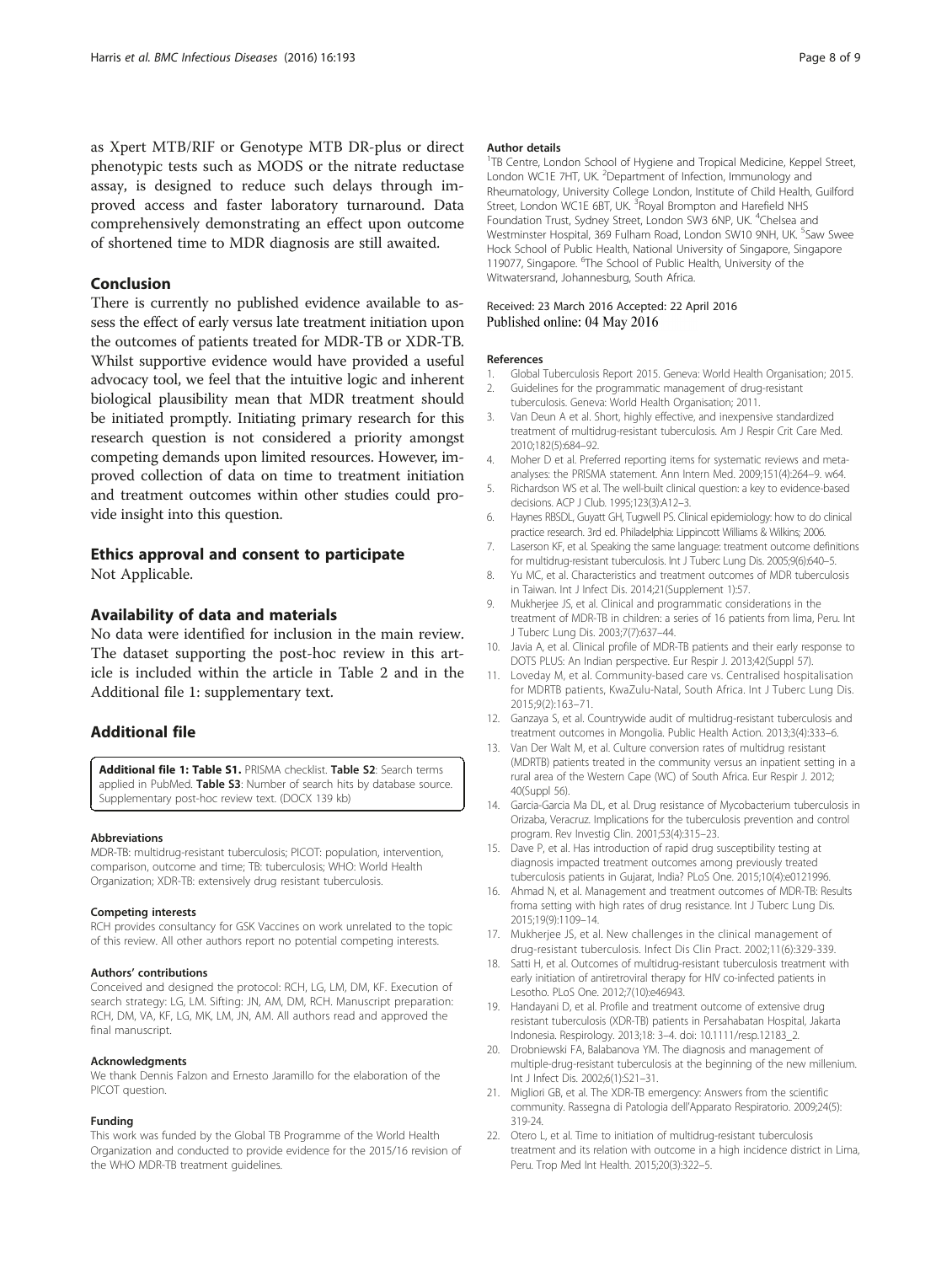as Xpert MTB/RIF or Genotype MTB DR-plus or direct phenotypic tests such as MODS or the nitrate reductase assay, is designed to reduce such delays through improved access and faster laboratory turnaround. Data comprehensively demonstrating an effect upon outcome of shortened time to MDR diagnosis are still awaited.

## Conclusion

There is currently no published evidence available to assess the effect of early versus late treatment initiation upon the outcomes of patients treated for MDR-TB or XDR-TB. Whilst supportive evidence would have provided a useful advocacy tool, we feel that the intuitive logic and inherent biological plausibility mean that MDR treatment should be initiated promptly. Initiating primary research for this research question is not considered a priority amongst competing demands upon limited resources. However, improved collection of data on time to treatment initiation and treatment outcomes within other studies could provide insight into this question.

## Ethics approval and consent to participate

Not Applicable.

## Availability of data and materials

No data were identified for inclusion in the main review. The dataset supporting the post-hoc review in this article is included within the article in Table 2 and in the Additional file 1: supplementary text.

## Additional file

**Additional file 1: Table S1.** PRISMA checklist. **Table S2**: Search terms applied in PubMed. **Table S3**: Number of search hits by database source. Supplementary post-hoc review text. (DOCX 139 kb)

#### Abbreviations

MDR-TB: multidrug-resistant tuberculosis; PICOT: population, intervention, comparison, outcome and time; TB: tuberculosis; WHO: World Health Organization; XDR-TB: extensively drug resistant tuberculosis.

#### Competing interests

RCH provides consultancy for GSK Vaccines on work unrelated to the topic of this review. All other authors report no potential competing interests.

#### Authors' contributions

Conceived and designed the protocol: RCH, LG, LM, DM, KF. Execution of search strategy: LG, LM. Sifting: JN, AM, DM, RCH. Manuscript preparation: RCH, DM, VA, KF, LG, MK, LM, JN, AM. All authors read and approved the final manuscript.

#### Acknowledgments

We thank Dennis Falzon and Ernesto Jaramillo for the elaboration of the PICOT question.

#### Funding

This work was funded by the Global TB Programme of the World Health Organization and conducted to provide evidence for the 2015/16 revision of the WHO MDR-TB treatment guidelines.

#### Author details

[1]TB Centre, London School of Hygiene and Tropical Medicine, Keppel Street, London WC1E 7HT, UK. [2]Department of Infection, Immunology and Rheumatology, University College London, Institute of Child Health, Guilford Street, London WC1E 6BT, UK. [3]Royal Brompton and Harefield NHS Foundation Trust, Sydney Street, London SW3 6NP, UK. [4]Chelsea and Westminster Hospital, 369 Fulham Road, London SW10 9NH, UK. [5]Saw Swee Hock School of Public Health, National University of Singapore, Singapore 119077, Singapore. [6]The School of Public Health, University of the Witwatersrand, Johannesburg, South Africa.

Received: 23 March 2016 Accepted: 22 April 2016
Published online: 04 May 2016

#### References

1. Global Tuberculosis Report 2015. Geneva: World Health Organisation; 2015.
2. Guidelines for the programmatic management of drug-resistant tuberculosis. Geneva: World Health Organisation; 2011.
3. Van Deun A et al. Short, highly effective, and inexpensive standardized treatment of multidrug-resistant tuberculosis. Am J Respir Crit Care Med. 2010;182(5):684–92.
4. Moher D et al. Preferred reporting items for systematic reviews and meta-analyses: the PRISMA statement. Ann Intern Med. 2009;151(4):264–9. w64.
5. Richardson WS et al. The well-built clinical question: a key to evidence-based decisions. ACP J Club. 1995;123(3):A12–3.
6. Haynes RBSDL, Guyatt GH, Tugwell PS. Clinical epidemiology: how to do clinical practice research. 3rd ed. Philadelphia: Lippincott Williams & Wilkins; 2006.
7. Laserson KF, et al. Speaking the same language: treatment outcome definitions for multidrug-resistant tuberculosis. Int J Tuberc Lung Dis. 2005;9(6):640–5.
8. Yu MC, et al. Characteristics and treatment outcomes of MDR tuberculosis in Taiwan. Int J Infect Dis. 2014;21(Supplement 1):57.
9. Mukherjee JS, et al. Clinical and programmatic considerations in the treatment of MDR-TB in children: a series of 16 patients from lima, Peru. Int J Tuberc Lung Dis. 2003;7(7):637–44.
10. Javia A, et al. Clinical profile of MDR-TB patients and their early response to DOTS PLUS: An Indian perspective. Eur Respir J. 2013;42(Suppl 57).
11. Loveday M, et al. Community-based care vs. Centralised hospitalisation for MDRTB patients, KwaZulu-Natal, South Africa. Int J Tuberc Lung Dis. 2015;9(2):163–71.
12. Ganzaya S, et al. Countrywide audit of multidrug-resistant tuberculosis and treatment outcomes in Mongolia. Public Health Action. 2013;3(4):333–6.
13. Van Der Walt M, et al. Culture conversion rates of multidrug resistant (MDRTB) patients treated in the community versus an inpatient setting in a rural area of the Western Cape (WC) of South Africa. Eur Respir J. 2012; 40(Suppl 56).
14. Garcia-Garcia Ma DL, et al. Drug resistance of Mycobacterium tuberculosis in Orizaba, Veracruz. Implications for the tuberculosis prevention and control program. Rev Investig Clin. 2001;53(4):315–23.
15. Dave P, et al. Has introduction of rapid drug susceptibility testing at diagnosis impacted treatment outcomes among previously treated tuberculosis patients in Gujarat, India? PLoS One. 2015;10(4):e0121996.
16. Ahmad N, et al. Management and treatment outcomes of MDR-TB: Results froma setting with high rates of drug resistance. Int J Tuberc Lung Dis. 2015;19(9):1109–14.
17. Mukherjee JS, et al. New challenges in the clinical management of drug-resistant tuberculosis. Infect Dis Clin Pract. 2002;11(6):329-339.
18. Satti H, et al. Outcomes of multidrug-resistant tuberculosis treatment with early initiation of antiretroviral therapy for HIV co-infected patients in Lesotho. PLoS One. 2012;7(10):e46943.
19. Handayani D, et al. Profile and treatment outcome of extensive drug resistant tuberculosis (XDR-TB) patients in Persahabatan Hospital, Jakarta Indonesia. Respirology. 2013;18: 3–4. doi: 10.1111/resp.12183_2.
20. Drobniewski FA, Balabanova YM. The diagnosis and management of multiple-drug-resistant tuberculosis at the beginning of the new millenium. Int J Infect Dis. 2002;6(1):S21–31.
21. Migliori GB, et al. The XDR-TB emergency: Answers from the scientific community. Rassegna di Patologia dell'Apparato Respiratorio. 2009;24(5): 319-24.
22. Otero L, et al. Time to initiation of multidrug-resistant tuberculosis treatment and its relation with outcome in a high incidence district in Lima, Peru. Trop Med Int Health. 2015;20(3):322–5.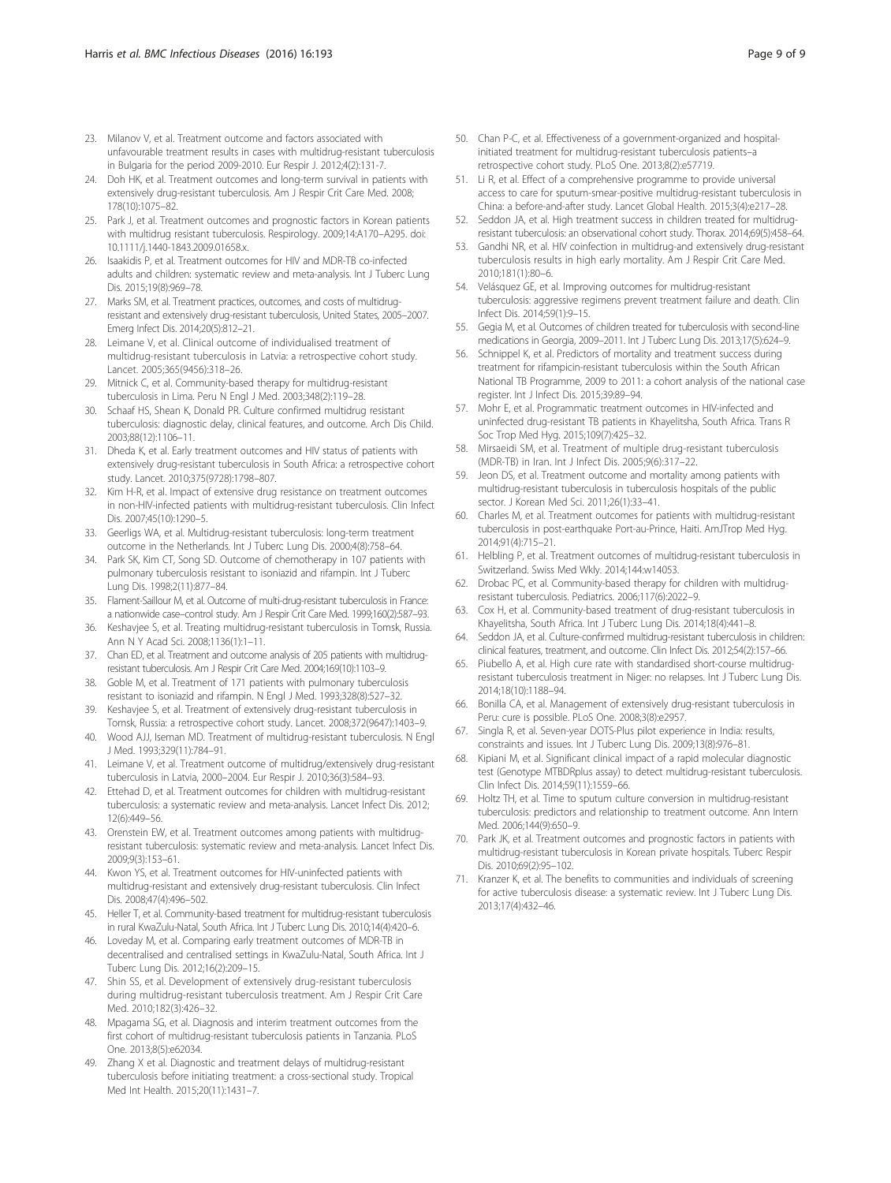23. Milanov V, et al. Treatment outcome and factors associated with unfavourable treatment results in cases with multidrug-resistant tuberculosis in Bulgaria for the period 2009-2010. Eur Respir J. 2012;4(2):131-7.
24. Doh HK, et al. Treatment outcomes and long-term survival in patients with extensively drug-resistant tuberculosis. Am J Respir Crit Care Med. 2008; 178(10):1075–82.
25. Park J, et al. Treatment outcomes and prognostic factors in Korean patients with multidrug resistant tuberculosis. Respirology. 2009;14:A170–A295. doi: 10.1111/j.1440-1843.2009.01658.x.
26. Isaakidis P, et al. Treatment outcomes for HIV and MDR-TB co-infected adults and children: systematic review and meta-analysis. Int J Tuberc Lung Dis. 2015;19(8):969–78.
27. Marks SM, et al. Treatment practices, outcomes, and costs of multidrug-resistant and extensively drug-resistant tuberculosis, United States, 2005–2007. Emerg Infect Dis. 2014;20(5):812–21.
28. Leimane V, et al. Clinical outcome of individualised treatment of multidrug-resistant tuberculosis in Latvia: a retrospective cohort study. Lancet. 2005;365(9456):318–26.
29. Mitnick C, et al. Community-based therapy for multidrug-resistant tuberculosis in Lima. Peru N Engl J Med. 2003;348(2):119–28.
30. Schaaf HS, Shean K, Donald PR. Culture confirmed multidrug resistant tuberculosis: diagnostic delay, clinical features, and outcome. Arch Dis Child. 2003;88(12):1106–11.
31. Dheda K, et al. Early treatment outcomes and HIV status of patients with extensively drug-resistant tuberculosis in South Africa: a retrospective cohort study. Lancet. 2010;375(9728):1798–807.
32. Kim H-R, et al. Impact of extensive drug resistance on treatment outcomes in non-HIV-infected patients with multidrug-resistant tuberculosis. Clin Infect Dis. 2007;45(10):1290–5.
33. Geerligs WA, et al. Multidrug-resistant tuberculosis: long-term treatment outcome in the Netherlands. Int J Tuberc Lung Dis. 2000;4(8):758–64.
34. Park SK, Kim CT, Song SD. Outcome of chemotherapy in 107 patients with pulmonary tuberculosis resistant to isoniazid and rifampin. Int J Tuberc Lung Dis. 1998;2(11):877–84.
35. Flament-Saillour M, et al. Outcome of multi-drug-resistant tuberculosis in France: a nationwide case–control study. Am J Respir Crit Care Med. 1999;160(2):587–93.
36. Keshavjee S, et al. Treating multidrug-resistant tuberculosis in Tomsk, Russia. Ann N Y Acad Sci. 2008;1136(1):1–11.
37. Chan ED, et al. Treatment and outcome analysis of 205 patients with multidrug-resistant tuberculosis. Am J Respir Crit Care Med. 2004;169(10):1103–9.
38. Goble M, et al. Treatment of 171 patients with pulmonary tuberculosis resistant to isoniazid and rifampin. N Engl J Med. 1993;328(8):527–32.
39. Keshavjee S, et al. Treatment of extensively drug-resistant tuberculosis in Tomsk, Russia: a retrospective cohort study. Lancet. 2008;372(9647):1403–9.
40. Wood AJJ, Iseman MD. Treatment of multidrug-resistant tuberculosis. N Engl J Med. 1993;329(11):784–91.
41. Leimane V, et al. Treatment outcome of multidrug/extensively drug-resistant tuberculosis in Latvia, 2000–2004. Eur Respir J. 2010;36(3):584–93.
42. Ettehad D, et al. Treatment outcomes for children with multidrug-resistant tuberculosis: a systematic review and meta-analysis. Lancet Infect Dis. 2012; 12(6):449–56.
43. Orenstein EW, et al. Treatment outcomes among patients with multidrug-resistant tuberculosis: systematic review and meta-analysis. Lancet Infect Dis. 2009;9(3):153–61.
44. Kwon YS, et al. Treatment outcomes for HIV-uninfected patients with multidrug-resistant and extensively drug-resistant tuberculosis. Clin Infect Dis. 2008;47(4):496–502.
45. Heller T, et al. Community-based treatment for multidrug-resistant tuberculosis in rural KwaZulu-Natal, South Africa. Int J Tuberc Lung Dis. 2010;14(4):420–6.
46. Loveday M, et al. Comparing early treatment outcomes of MDR-TB in decentralised and centralised settings in KwaZulu-Natal, South Africa. Int J Tuberc Lung Dis. 2012;16(2):209–15.
47. Shin SS, et al. Development of extensively drug-resistant tuberculosis during multidrug-resistant tuberculosis treatment. Am J Respir Crit Care Med. 2010;182(3):426–32.
48. Mpagama SG, et al. Diagnosis and interim treatment outcomes from the first cohort of multidrug-resistant tuberculosis patients in Tanzania. PLoS One. 2013;8(5):e62034.
49. Zhang X et al. Diagnostic and treatment delays of multidrug-resistant tuberculosis before initiating treatment: a cross-sectional study. Tropical Med Int Health. 2015;20(11):1431–7.
50. Chan P-C, et al. Effectiveness of a government-organized and hospital-initiated treatment for multidrug-resistant tuberculosis patients–a retrospective cohort study. PLoS One. 2013;8(2):e57719.
51. Li R, et al. Effect of a comprehensive programme to provide universal access to care for sputum-smear-positive multidrug-resistant tuberculosis in China: a before-and-after study. Lancet Global Health. 2015;3(4):e217–28.
52. Seddon JA, et al. High treatment success in children treated for multidrug-resistant tuberculosis: an observational cohort study. Thorax. 2014;69(5):458–64.
53. Gandhi NR, et al. HIV coinfection in multidrug-and extensively drug-resistant tuberculosis results in high early mortality. Am J Respir Crit Care Med. 2010;181(1):80–6.
54. Velásquez GE, et al. Improving outcomes for multidrug-resistant tuberculosis: aggressive regimens prevent treatment failure and death. Clin Infect Dis. 2014;59(1):9–15.
55. Gegia M, et al. Outcomes of children treated for tuberculosis with second-line medications in Georgia, 2009–2011. Int J Tuberc Lung Dis. 2013;17(5):624–9.
56. Schnippel K, et al. Predictors of mortality and treatment success during treatment for rifampicin-resistant tuberculosis within the South African National TB Programme, 2009 to 2011: a cohort analysis of the national case register. Int J Infect Dis. 2015;39:89–94.
57. Mohr E, et al. Programmatic treatment outcomes in HIV-infected and uninfected drug-resistant TB patients in Khayelitsha, South Africa. Trans R Soc Trop Med Hyg. 2015;109(7):425–32.
58. Mirsaeidi SM, et al. Treatment of multiple drug-resistant tuberculosis (MDR-TB) in Iran. Int J Infect Dis. 2005;9(6):317–22.
59. Jeon DS, et al. Treatment outcome and mortality among patients with multidrug-resistant tuberculosis in tuberculosis hospitals of the public sector. J Korean Med Sci. 2011;26(1):33–41.
60. Charles M, et al. Treatment outcomes for patients with multidrug-resistant tuberculosis in post-earthquake Port-au-Prince, Haiti. AmJTrop Med Hyg. 2014;91(4):715–21.
61. Helbling P, et al. Treatment outcomes of multidrug-resistant tuberculosis in Switzerland. Swiss Med Wkly. 2014;144:w14053.
62. Drobac PC, et al. Community-based therapy for children with multidrug-resistant tuberculosis. Pediatrics. 2006;117(6):2022–9.
63. Cox H, et al. Community-based treatment of drug-resistant tuberculosis in Khayelitsha, South Africa. Int J Tuberc Lung Dis. 2014;18(4):441–8.
64. Seddon JA, et al. Culture-confirmed multidrug-resistant tuberculosis in children: clinical features, treatment, and outcome. Clin Infect Dis. 2012;54(2):157–66.
65. Piubello A, et al. High cure rate with standardised short-course multidrug-resistant tuberculosis treatment in Niger: no relapses. Int J Tuberc Lung Dis. 2014;18(10):1188–94.
66. Bonilla CA, et al. Management of extensively drug-resistant tuberculosis in Peru: cure is possible. PLoS One. 2008;3(8):e2957.
67. Singla R, et al. Seven-year DOTS-Plus pilot experience in India: results, constraints and issues. Int J Tuberc Lung Dis. 2009;13(8):976–81.
68. Kipiani M, et al. Significant clinical impact of a rapid molecular diagnostic test (Genotype MTBDRplus assay) to detect multidrug-resistant tuberculosis. Clin Infect Dis. 2014;59(11):1559–66.
69. Holtz TH, et al. Time to sputum culture conversion in multidrug-resistant tuberculosis: predictors and relationship to treatment outcome. Ann Intern Med. 2006;144(9):650–9.
70. Park JK, et al. Treatment outcomes and prognostic factors in patients with multidrug-resistant tuberculosis in Korean private hospitals. Tuberc Respir Dis. 2010;69(2):95–102.
71. Kranzer K, et al. The benefits to communities and individuals of screening for active tuberculosis disease: a systematic review. Int J Tuberc Lung Dis. 2013;17(4):432–46.